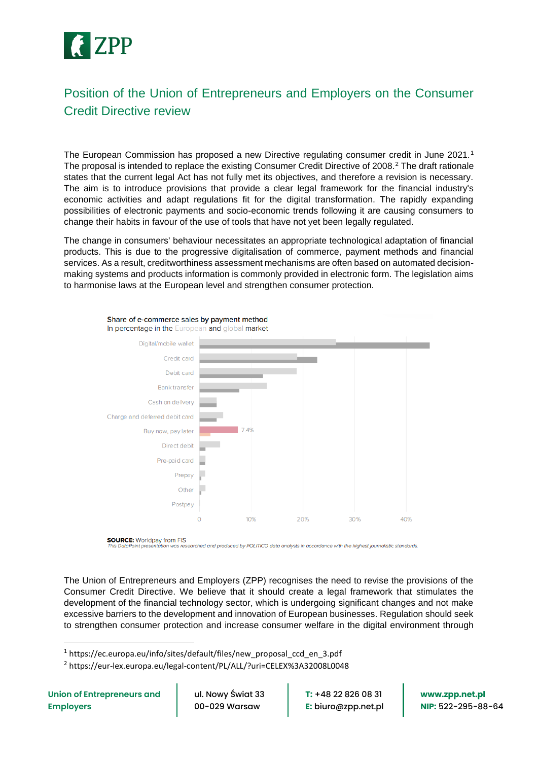# Position of the Union of Entrepreneurs and Employers on the Consumer Credit Directive review

The European Commission has proposed a new Directive regulating consumer credit in June 2021.[1] The proposal is intended to replace the existing Consumer Credit Directive of 2008.[2] The draft rationale states that the current legal Act has not fully met its objectives, and therefore a revision is necessary. The aim is to introduce provisions that provide a clear legal framework for the financial industry's economic activities and adapt regulations fit for the digital transformation. The rapidly expanding possibilities of electronic payments and socio-economic trends following it are causing consumers to change their habits in favour of the use of tools that have not yet been legally regulated.

The change in consumers' behaviour necessitates an appropriate technological adaptation of financial products. This is due to the progressive digitalisation of commerce, payment methods and financial services. As a result, creditworthiness assessment mechanisms are often based on automated decision-making systems and products information is commonly provided in electronic form. The legislation aims to harmonise laws at the European level and strengthen consumer protection.

**Share of e-commerce sales by payment method**
In percentage in the European and global market

- Digital/mobile wallet
- Credit card
- Debit card
- Bank transfer
- Cash on delivery
- Charge and deferred debit card
- Buy now, pay later — 7.4%
- Direct debit
- Pre-paid card
- Prepay
- Other
- Postpay

Axis: 0, 10%, 20%, 30%, 40%

**SOURCE:** Worldpay from FIS
*This DataPoint presentation was researched and produced by POLITICO data analysts in accordance with the highest journalistic standards.*

The Union of Entrepreneurs and Employers (ZPP) recognises the need to revise the provisions of the Consumer Credit Directive. We believe that it should create a legal framework that stimulates the development of the financial technology sector, which is undergoing significant changes and not make excessive barriers to the development and innovation of European businesses. Regulation should seek to strengthen consumer protection and increase consumer welfare in the digital environment through

---

[1] https://ec.europa.eu/info/sites/default/files/new_proposal_ccd_en_3.pdf

[2] https://eur-lex.europa.eu/legal-content/PL/ALL/?uri=CELEX%3A32008L0048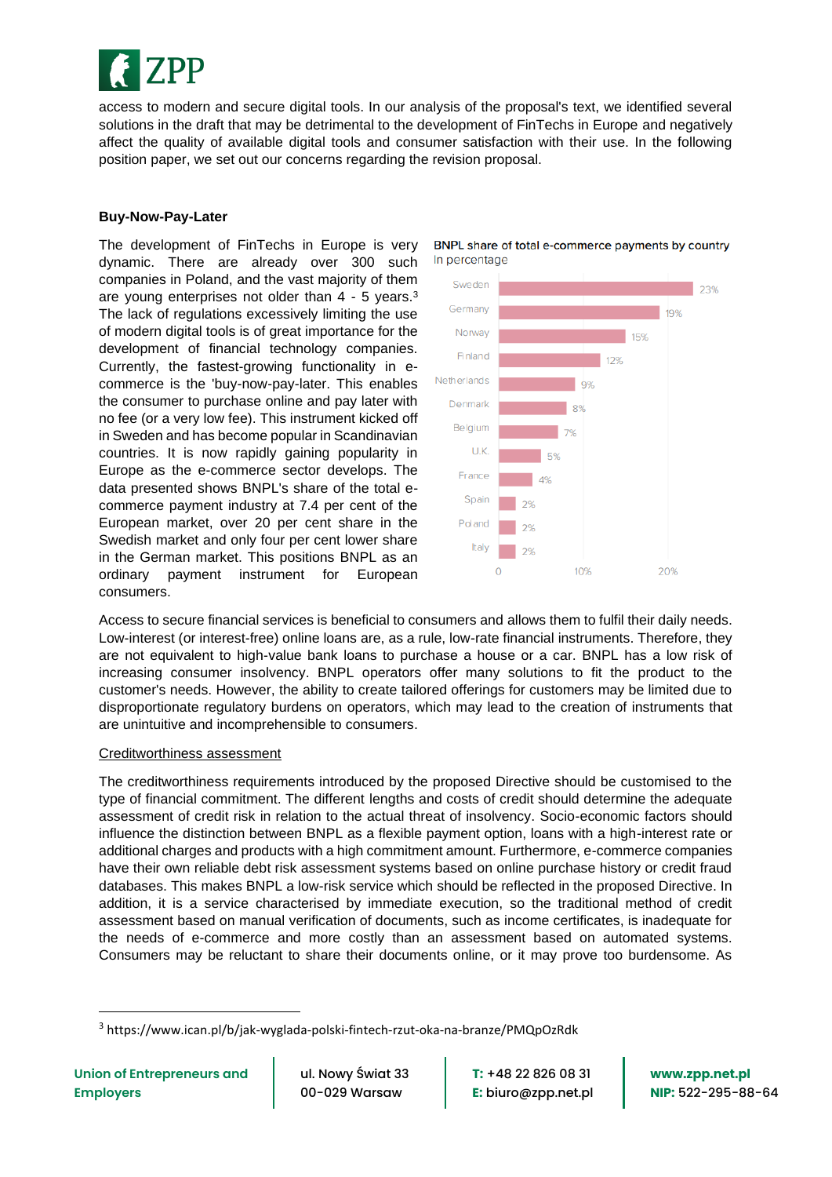access to modern and secure digital tools. In our analysis of the proposal's text, we identified several solutions in the draft that may be detrimental to the development of FinTechs in Europe and negatively affect the quality of available digital tools and consumer satisfaction with their use. In the following position paper, we set out our concerns regarding the revision proposal.

**Buy-Now-Pay-Later**

The development of FinTechs in Europe is very dynamic. There are already over 300 such companies in Poland, and the vast majority of them are young enterprises not older than 4 - 5 years.[3] The lack of regulations excessively limiting the use of modern digital tools is of great importance for the development of financial technology companies. Currently, the fastest-growing functionality in e-commerce is the 'buy-now-pay-later. This enables the consumer to purchase online and pay later with no fee (or a very low fee). This instrument kicked off in Sweden and has become popular in Scandinavian countries. It is now rapidly gaining popularity in Europe as the e-commerce sector develops. The data presented shows BNPL's share of the total e-commerce payment industry at 7.4 per cent of the European market, over 20 per cent share in the Swedish market and only four per cent lower share in the German market. This positions BNPL as an ordinary payment instrument for European consumers.

BNPL share of total e-commerce payments by country
In percentage

| Country | Share |
|---|---|
| Sweden | 23% |
| Germany | 19% |
| Norway | 15% |
| Finland | 12% |
| Netherlands | 9% |
| Denmark | 8% |
| Belgium | 7% |
| U.K. | 5% |
| France | 4% |
| Spain | 2% |
| Poland | 2% |
| Italy | 2% |

Access to secure financial services is beneficial to consumers and allows them to fulfil their daily needs. Low-interest (or interest-free) online loans are, as a rule, low-rate financial instruments. Therefore, they are not equivalent to high-value bank loans to purchase a house or a car. BNPL has a low risk of increasing consumer insolvency. BNPL operators offer many solutions to fit the product to the customer's needs. However, the ability to create tailored offerings for customers may be limited due to disproportionate regulatory burdens on operators, which may lead to the creation of instruments that are unintuitive and incomprehensible to consumers.

Creditworthiness assessment

The creditworthiness requirements introduced by the proposed Directive should be customised to the type of financial commitment. The different lengths and costs of credit should determine the adequate assessment of credit risk in relation to the actual threat of insolvency. Socio-economic factors should influence the distinction between BNPL as a flexible payment option, loans with a high-interest rate or additional charges and products with a high commitment amount. Furthermore, e-commerce companies have their own reliable debt risk assessment systems based on online purchase history or credit fraud databases. This makes BNPL a low-risk service which should be reflected in the proposed Directive. In addition, it is a service characterised by immediate execution, so the traditional method of credit assessment based on manual verification of documents, such as income certificates, is inadequate for the needs of e-commerce and more costly than an assessment based on automated systems. Consumers may be reluctant to share their documents online, or it may prove too burdensome. As

[3] https://www.ican.pl/b/jak-wyglada-polski-fintech-rzut-oka-na-branze/PMQpOzRdk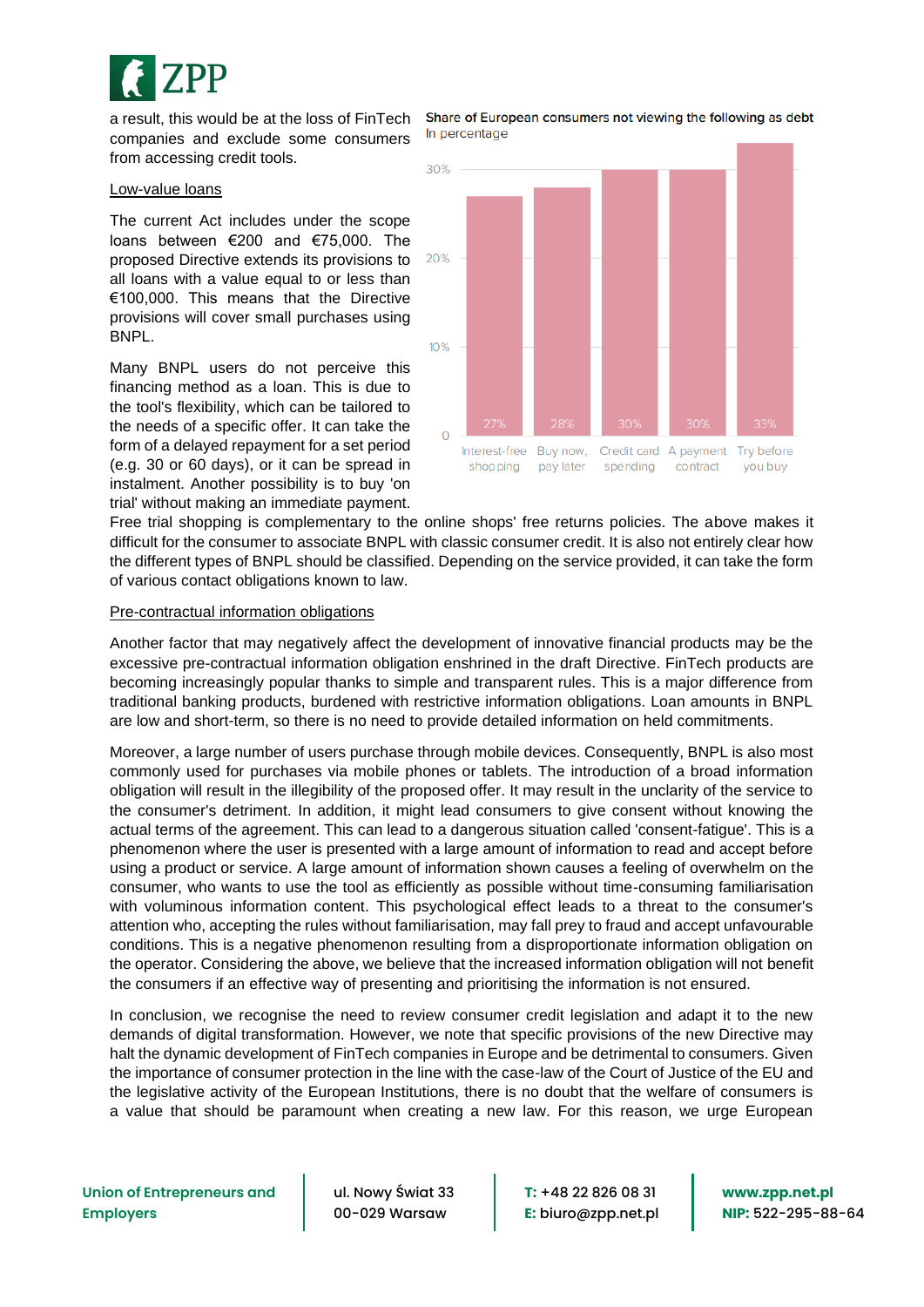a result, this would be at the loss of FinTech companies and exclude some consumers from accessing credit tools.

Low-value loans

The current Act includes under the scope loans between €200 and €75,000. The proposed Directive extends its provisions to all loans with a value equal to or less than €100,000. This means that the Directive provisions will cover small purchases using BNPL.

Many BNPL users do not perceive this financing method as a loan. This is due to the tool's flexibility, which can be tailored to the needs of a specific offer. It can take the form of a delayed repayment for a set period (e.g. 30 or 60 days), or it can be spread in instalment. Another possibility is to buy 'on trial' without making an immediate payment.

**Share of European consumers not viewing the following as debt**
In percentage

| Interest-free shopping | Buy now, pay later | Credit card spending | A payment contract | Try before you buy |
| --- | --- | --- | --- | --- |
| 27% | 28% | 30% | 30% | 33% |

Free trial shopping is complementary to the online shops' free returns policies. The above makes it difficult for the consumer to associate BNPL with classic consumer credit. It is also not entirely clear how the different types of BNPL should be classified. Depending on the service provided, it can take the form of various contact obligations known to law.

Pre-contractual information obligations

Another factor that may negatively affect the development of innovative financial products may be the excessive pre-contractual information obligation enshrined in the draft Directive. FinTech products are becoming increasingly popular thanks to simple and transparent rules. This is a major difference from traditional banking products, burdened with restrictive information obligations. Loan amounts in BNPL are low and short-term, so there is no need to provide detailed information on held commitments.

Moreover, a large number of users purchase through mobile devices. Consequently, BNPL is also most commonly used for purchases via mobile phones or tablets. The introduction of a broad information obligation will result in the illegibility of the proposed offer. It may result in the unclarity of the service to the consumer's detriment. In addition, it might lead consumers to give consent without knowing the actual terms of the agreement. This can lead to a dangerous situation called 'consent-fatigue'. This is a phenomenon where the user is presented with a large amount of information to read and accept before using a product or service. A large amount of information shown causes a feeling of overwhelm on the consumer, who wants to use the tool as efficiently as possible without time-consuming familiarisation with voluminous information content. This psychological effect leads to a threat to the consumer's attention who, accepting the rules without familiarisation, may fall prey to fraud and accept unfavourable conditions. This is a negative phenomenon resulting from a disproportionate information obligation on the operator. Considering the above, we believe that the increased information obligation will not benefit the consumers if an effective way of presenting and prioritising the information is not ensured.

In conclusion, we recognise the need to review consumer credit legislation and adapt it to the new demands of digital transformation. However, we note that specific provisions of the new Directive may halt the dynamic development of FinTech companies in Europe and be detrimental to consumers. Given the importance of consumer protection in the line with the case-law of the Court of Justice of the EU and the legislative activity of the European Institutions, there is no doubt that the welfare of consumers is a value that should be paramount when creating a new law. For this reason, we urge European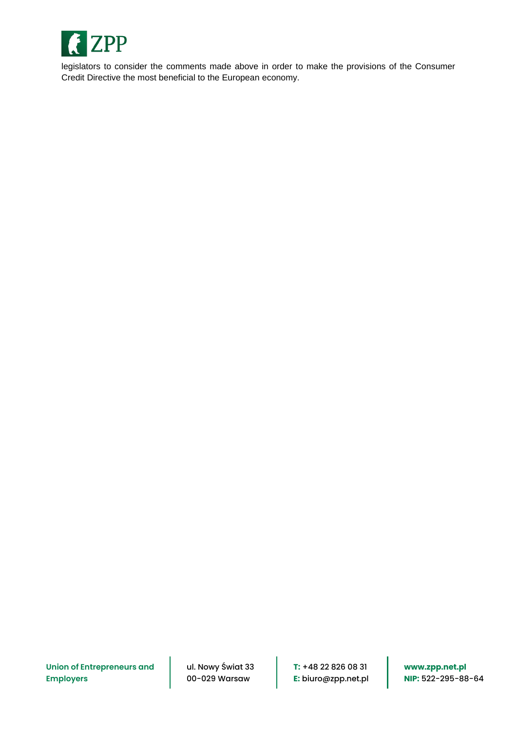legislators to consider the comments made above in order to make the provisions of the Consumer Credit Directive the most beneficial to the European economy.